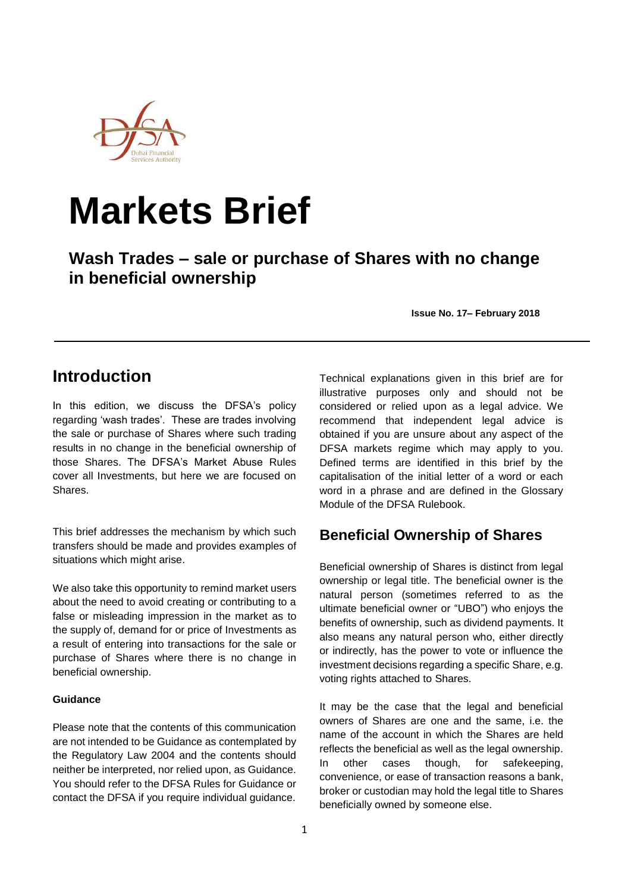# Markets Brief

## Wash Trades – sale or purchase of Shares with no change in beneficial ownership

**Issue No. 17– February 2018**

## Introduction

In this edition, we discuss the DFSA's policy regarding 'wash trades'. These are trades involving the sale or purchase of Shares where such trading results in no change in the beneficial ownership of those Shares. The DFSA's Market Abuse Rules cover all Investments, but here we are focused on Shares.

This brief addresses the mechanism by which such transfers should be made and provides examples of situations which might arise.

We also take this opportunity to remind market users about the need to avoid creating or contributing to a false or misleading impression in the market as to the supply of, demand for or price of Investments as a result of entering into transactions for the sale or purchase of Shares where there is no change in beneficial ownership.

**Guidance**

Please note that the contents of this communication are not intended to be Guidance as contemplated by the Regulatory Law 2004 and the contents should neither be interpreted, nor relied upon, as Guidance. You should refer to the DFSA Rules for Guidance or contact the DFSA if you require individual guidance.

Technical explanations given in this brief are for illustrative purposes only and should not be considered or relied upon as a legal advice. We recommend that independent legal advice is obtained if you are unsure about any aspect of the DFSA markets regime which may apply to you. Defined terms are identified in this brief by the capitalisation of the initial letter of a word or each word in a phrase and are defined in the Glossary Module of the DFSA Rulebook.

## Beneficial Ownership of Shares

Beneficial ownership of Shares is distinct from legal ownership or legal title. The beneficial owner is the natural person (sometimes referred to as the ultimate beneficial owner or "UBO") who enjoys the benefits of ownership, such as dividend payments. It also means any natural person who, either directly or indirectly, has the power to vote or influence the investment decisions regarding a specific Share, e.g. voting rights attached to Shares.

It may be the case that the legal and beneficial owners of Shares are one and the same, i.e. the name of the account in which the Shares are held reflects the beneficial as well as the legal ownership. In other cases though, for safekeeping, convenience, or ease of transaction reasons a bank, broker or custodian may hold the legal title to Shares beneficially owned by someone else.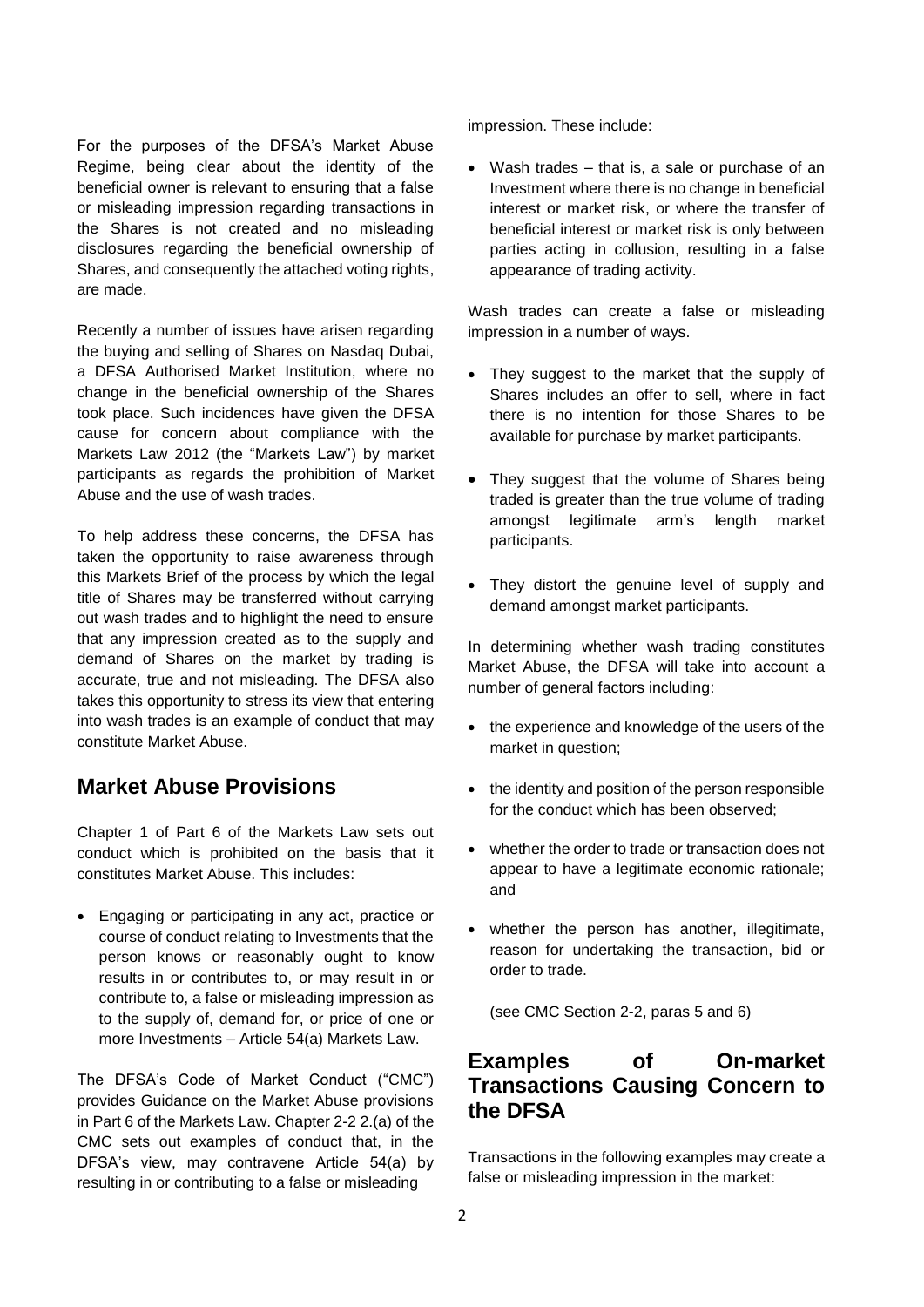For the purposes of the DFSA's Market Abuse Regime, being clear about the identity of the beneficial owner is relevant to ensuring that a false or misleading impression regarding transactions in the Shares is not created and no misleading disclosures regarding the beneficial ownership of Shares, and consequently the attached voting rights, are made.

Recently a number of issues have arisen regarding the buying and selling of Shares on Nasdaq Dubai, a DFSA Authorised Market Institution, where no change in the beneficial ownership of the Shares took place. Such incidences have given the DFSA cause for concern about compliance with the Markets Law 2012 (the "Markets Law") by market participants as regards the prohibition of Market Abuse and the use of wash trades.

To help address these concerns, the DFSA has taken the opportunity to raise awareness through this Markets Brief of the process by which the legal title of Shares may be transferred without carrying out wash trades and to highlight the need to ensure that any impression created as to the supply and demand of Shares on the market by trading is accurate, true and not misleading. The DFSA also takes this opportunity to stress its view that entering into wash trades is an example of conduct that may constitute Market Abuse.

## Market Abuse Provisions

Chapter 1 of Part 6 of the Markets Law sets out conduct which is prohibited on the basis that it constitutes Market Abuse. This includes:

- Engaging or participating in any act, practice or course of conduct relating to Investments that the person knows or reasonably ought to know results in or contributes to, or may result in or contribute to, a false or misleading impression as to the supply of, demand for, or price of one or more Investments – Article 54(a) Markets Law.

The DFSA's Code of Market Conduct ("CMC") provides Guidance on the Market Abuse provisions in Part 6 of the Markets Law. Chapter 2-2 2.(a) of the CMC sets out examples of conduct that, in the DFSA's view, may contravene Article 54(a) by resulting in or contributing to a false or misleading impression. These include:

- Wash trades – that is, a sale or purchase of an Investment where there is no change in beneficial interest or market risk, or where the transfer of beneficial interest or market risk is only between parties acting in collusion, resulting in a false appearance of trading activity.

Wash trades can create a false or misleading impression in a number of ways.

- They suggest to the market that the supply of Shares includes an offer to sell, where in fact there is no intention for those Shares to be available for purchase by market participants.
- They suggest that the volume of Shares being traded is greater than the true volume of trading amongst legitimate arm's length market participants.
- They distort the genuine level of supply and demand amongst market participants.

In determining whether wash trading constitutes Market Abuse, the DFSA will take into account a number of general factors including:

- the experience and knowledge of the users of the market in question;
- the identity and position of the person responsible for the conduct which has been observed;
- whether the order to trade or transaction does not appear to have a legitimate economic rationale; and
- whether the person has another, illegitimate, reason for undertaking the transaction, bid or order to trade.

(see CMC Section 2-2, paras 5 and 6)

## Examples of On-market Transactions Causing Concern to the DFSA

Transactions in the following examples may create a false or misleading impression in the market: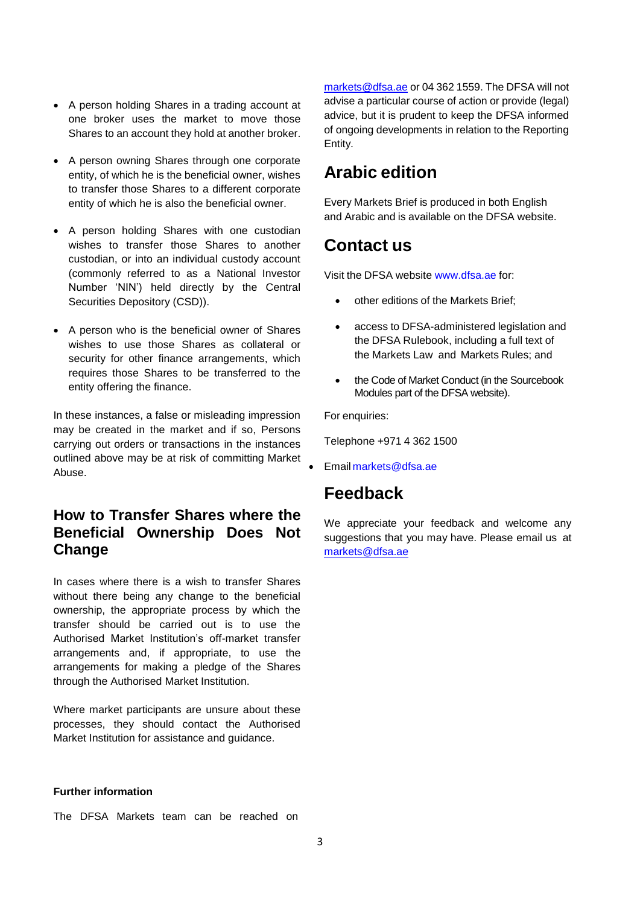- A person holding Shares in a trading account at one broker uses the market to move those Shares to an account they hold at another broker.

- A person owning Shares through one corporate entity, of which he is the beneficial owner, wishes to transfer those Shares to a different corporate entity of which he is also the beneficial owner.

- A person holding Shares with one custodian wishes to transfer those Shares to another custodian, or into an individual custody account (commonly referred to as a National Investor Number 'NIN') held directly by the Central Securities Depository (CSD)).

- A person who is the beneficial owner of Shares wishes to use those Shares as collateral or security for other finance arrangements, which requires those Shares to be transferred to the entity offering the finance.

In these instances, a false or misleading impression may be created in the market and if so, Persons carrying out orders or transactions in the instances outlined above may be at risk of committing Market Abuse.

## How to Transfer Shares where the Beneficial Ownership Does Not Change

In cases where there is a wish to transfer Shares without there being any change to the beneficial ownership, the appropriate process by which the transfer should be carried out is to use the Authorised Market Institution's off-market transfer arrangements and, if appropriate, to use the arrangements for making a pledge of the Shares through the Authorised Market Institution.

Where market participants are unsure about these processes, they should contact the Authorised Market Institution for assistance and guidance.

**Further information**

The DFSA Markets team can be reached on markets@dfsa.ae or 04 362 1559. The DFSA will not advise a particular course of action or provide (legal) advice, but it is prudent to keep the DFSA informed of ongoing developments in relation to the Reporting Entity.

## Arabic edition

Every Markets Brief is produced in both English and Arabic and is available on the DFSA website.

## Contact us

Visit the DFSA website www.dfsa.ae for:

- other editions of the Markets Brief;
- access to DFSA-administered legislation and the DFSA Rulebook, including a full text of the Markets Law and Markets Rules; and
- the Code of Market Conduct (in the Sourcebook Modules part of the DFSA website).

For enquiries:

Telephone +971 4 362 1500

- Email markets@dfsa.ae

## Feedback

We appreciate your feedback and welcome any suggestions that you may have. Please email us at markets@dfsa.ae